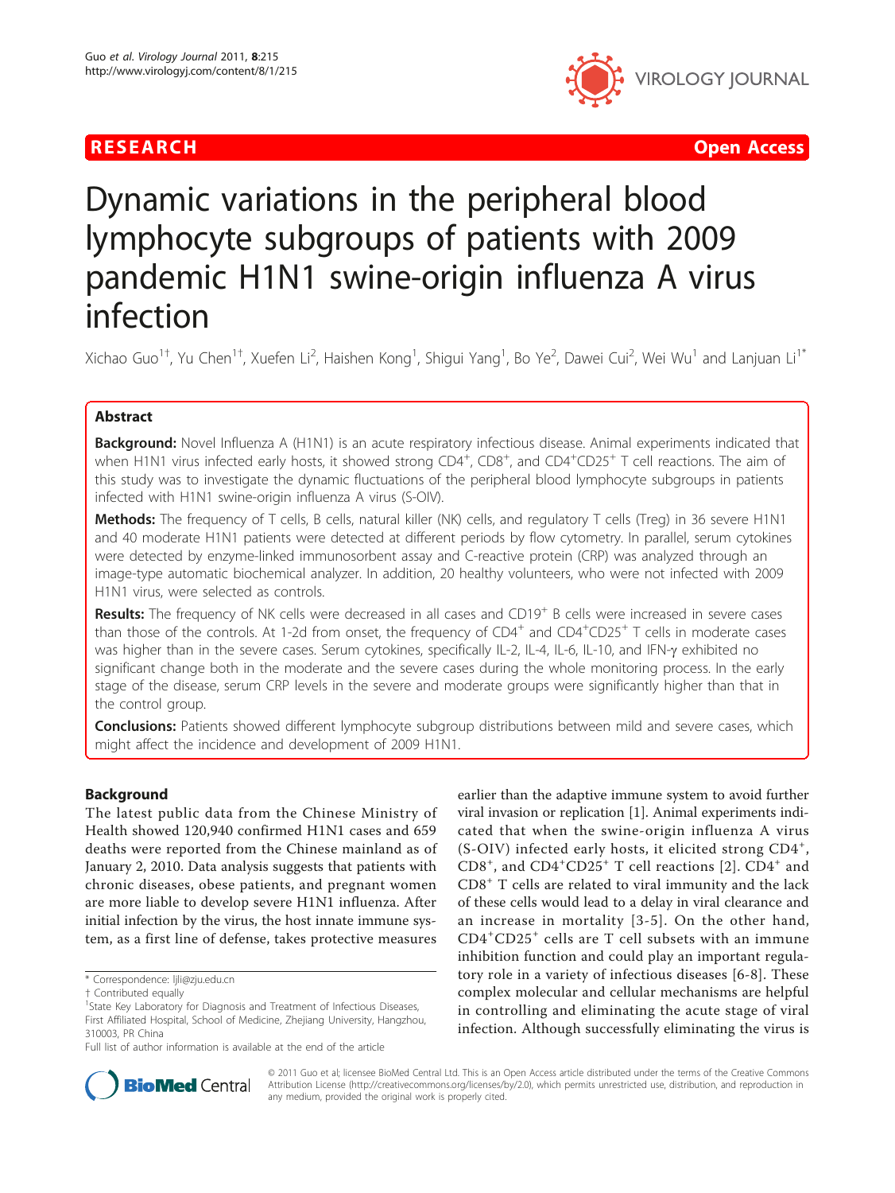RESEARCH Open Access

# Dynamic variations in the peripheral blood lymphocyte subgroups of patients with 2009 pandemic H1N1 swine-origin influenza A virus infection

Xichao Guo[1†], Yu Chen[1†], Xuefen Li[2], Haishen Kong[1], Shigui Yang[1], Bo Ye[2], Dawei Cui[2], Wei Wu[1] and Lanjuan Li[1*]

## Abstract

**Background:** Novel Influenza A (H1N1) is an acute respiratory infectious disease. Animal experiments indicated that when H1N1 virus infected early hosts, it showed strong $CD4^+$, $CD8^+$, and $CD4^+CD25^+$ T cell reactions. The aim of this study was to investigate the dynamic fluctuations of the peripheral blood lymphocyte subgroups in patients infected with H1N1 swine-origin influenza A virus (S-OIV).

**Methods:** The frequency of T cells, B cells, natural killer (NK) cells, and regulatory T cells (Treg) in 36 severe H1N1 and 40 moderate H1N1 patients were detected at different periods by flow cytometry. In parallel, serum cytokines were detected by enzyme-linked immunosorbent assay and C-reactive protein (CRP) was analyzed through an image-type automatic biochemical analyzer. In addition, 20 healthy volunteers, who were not infected with 2009 H1N1 virus, were selected as controls.

**Results:** The frequency of NK cells were decreased in all cases and $CD19^+$ B cells were increased in severe cases than those of the controls. At 1-2d from onset, the frequency of $CD4^+$ and $CD4^+CD25^+$ T cells in moderate cases was higher than in the severe cases. Serum cytokines, specifically IL-2, IL-4, IL-6, IL-10, and IFN-γ exhibited no significant change both in the moderate and the severe cases during the whole monitoring process. In the early stage of the disease, serum CRP levels in the severe and moderate groups were significantly higher than that in the control group.

**Conclusions:** Patients showed different lymphocyte subgroup distributions between mild and severe cases, which might affect the incidence and development of 2009 H1N1.

## Background

The latest public data from the Chinese Ministry of Health showed 120,940 confirmed H1N1 cases and 659 deaths were reported from the Chinese mainland as of January 2, 2010. Data analysis suggests that patients with chronic diseases, obese patients, and pregnant women are more liable to develop severe H1N1 influenza. After initial infection by the virus, the host innate immune system, as a first line of defense, takes protective measures earlier than the adaptive immune system to avoid further viral invasion or replication [1]. Animal experiments indicated that when the swine-origin influenza A virus (S-OIV) infected early hosts, it elicited strong $CD4^+$, $CD8^+$, and $CD4^+CD25^+$ T cell reactions [2]. $CD4^+$ and $CD8^+$ T cells are related to viral immunity and the lack of these cells would lead to a delay in viral clearance and an increase in mortality [3-5]. On the other hand, $CD4^+CD25^+$ cells are T cell subsets with an immune inhibition function and could play an important regulatory role in a variety of infectious diseases [6-8]. These complex molecular and cellular mechanisms are helpful in controlling and eliminating the acute stage of viral infection. Although successfully eliminating the virus is

\* Correspondence: ljli@zju.edu.cn
† Contributed equally
[1]State Key Laboratory for Diagnosis and Treatment of Infectious Diseases, First Affiliated Hospital, School of Medicine, Zhejiang University, Hangzhou, 310003, PR China
Full list of author information is available at the end of the article

© 2011 Guo et al; licensee BioMed Central Ltd. This is an Open Access article distributed under the terms of the Creative Commons Attribution License (http://creativecommons.org/licenses/by/2.0), which permits unrestricted use, distribution, and reproduction in any medium, provided the original work is properly cited.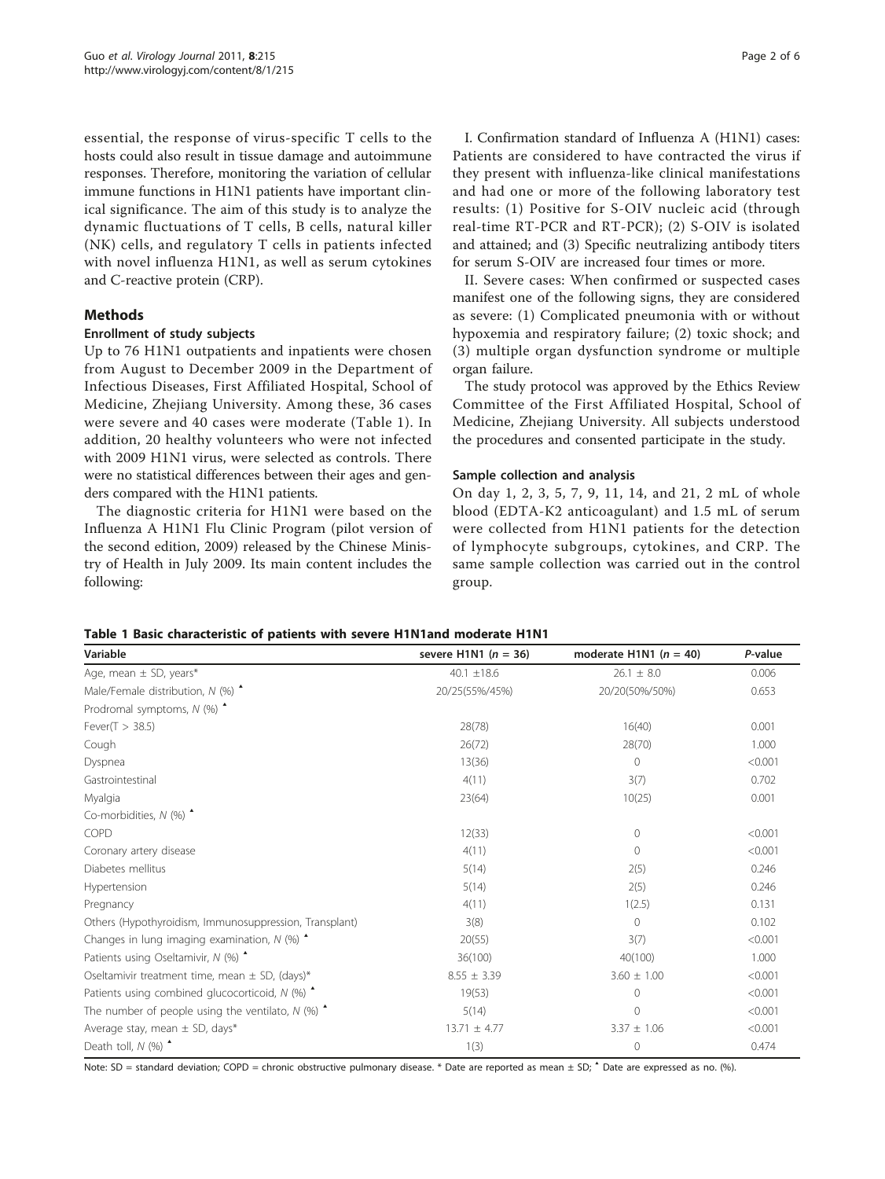essential, the response of virus-specific T cells to the hosts could also result in tissue damage and autoimmune responses. Therefore, monitoring the variation of cellular immune functions in H1N1 patients have important clinical significance. The aim of this study is to analyze the dynamic fluctuations of T cells, B cells, natural killer (NK) cells, and regulatory T cells in patients infected with novel influenza H1N1, as well as serum cytokines and C-reactive protein (CRP).

## Methods

### Enrollment of study subjects

Up to 76 H1N1 outpatients and inpatients were chosen from August to December 2009 in the Department of Infectious Diseases, First Affiliated Hospital, School of Medicine, Zhejiang University. Among these, 36 cases were severe and 40 cases were moderate (Table 1). In addition, 20 healthy volunteers who were not infected with 2009 H1N1 virus, were selected as controls. There were no statistical differences between their ages and genders compared with the H1N1 patients.

The diagnostic criteria for H1N1 were based on the Influenza A H1N1 Flu Clinic Program (pilot version of the second edition, 2009) released by the Chinese Ministry of Health in July 2009. Its main content includes the following:

I. Confirmation standard of Influenza A (H1N1) cases: Patients are considered to have contracted the virus if they present with influenza-like clinical manifestations and had one or more of the following laboratory test results: (1) Positive for S-OIV nucleic acid (through real-time RT-PCR and RT-PCR); (2) S-OIV is isolated and attained; and (3) Specific neutralizing antibody titers for serum S-OIV are increased four times or more.

II. Severe cases: When confirmed or suspected cases manifest one of the following signs, they are considered as severe: (1) Complicated pneumonia with or without hypoxemia and respiratory failure; (2) toxic shock; and (3) multiple organ dysfunction syndrome or multiple organ failure.

The study protocol was approved by the Ethics Review Committee of the First Affiliated Hospital, School of Medicine, Zhejiang University. All subjects understood the procedures and consented participate in the study.

### Sample collection and analysis

On day 1, 2, 3, 5, 7, 9, 11, 14, and 21, 2 mL of whole blood (EDTA-K2 anticoagulant) and 1.5 mL of serum were collected from H1N1 patients for the detection of lymphocyte subgroups, cytokines, and CRP. The same sample collection was carried out in the control group.

**Table 1 Basic characteristic of patients with severe H1N1and moderate H1N1**

| Variable | severe H1N1 (*n* = 36) | moderate H1N1 (*n* = 40) | *P*-value |
|---|---|---|---|
| Age, mean ± SD, years* | 40.1 ±18.6 | 26.1 ± 8.0 | 0.006 |
| Male/Female distribution, *N* (%) ▲ | 20/25(55%/45%) | 20/20(50%/50%) | 0.653 |
| Prodromal symptoms, *N* (%) ▲ | | | |
| Fever(T > 38.5) | 28(78) | 16(40) | 0.001 |
| Cough | 26(72) | 28(70) | 1.000 |
| Dyspnea | 13(36) | 0 | <0.001 |
| Gastrointestinal | 4(11) | 3(7) | 0.702 |
| Myalgia | 23(64) | 10(25) | 0.001 |
| Co-morbidities, *N* (%) ▲ | | | |
| COPD | 12(33) | 0 | <0.001 |
| Coronary artery disease | 4(11) | 0 | <0.001 |
| Diabetes mellitus | 5(14) | 2(5) | 0.246 |
| Hypertension | 5(14) | 2(5) | 0.246 |
| Pregnancy | 4(11) | 1(2.5) | 0.131 |
| Others (Hypothyroidism, Immunosuppression, Transplant) | 3(8) | 0 | 0.102 |
| Changes in lung imaging examination, *N* (%) ▲ | 20(55) | 3(7) | <0.001 |
| Patients using Oseltamivir, *N* (%) ▲ | 36(100) | 40(100) | 1.000 |
| Oseltamivir treatment time, mean ± SD, (days)* | 8.55 ± 3.39 | 3.60 ± 1.00 | <0.001 |
| Patients using combined glucocorticoid, *N* (%) ▲ | 19(53) | 0 | <0.001 |
| The number of people using the ventilato, *N* (%) ▲ | 5(14) | 0 | <0.001 |
| Average stay, mean ± SD, days* | 13.71 ± 4.77 | 3.37 ± 1.06 | <0.001 |
| Death toll, *N* (%) ▲ | 1(3) | 0 | 0.474 |

Note: SD = standard deviation; COPD = chronic obstructive pulmonary disease. * Date are reported as mean ± SD; ▲ Date are expressed as no. (%).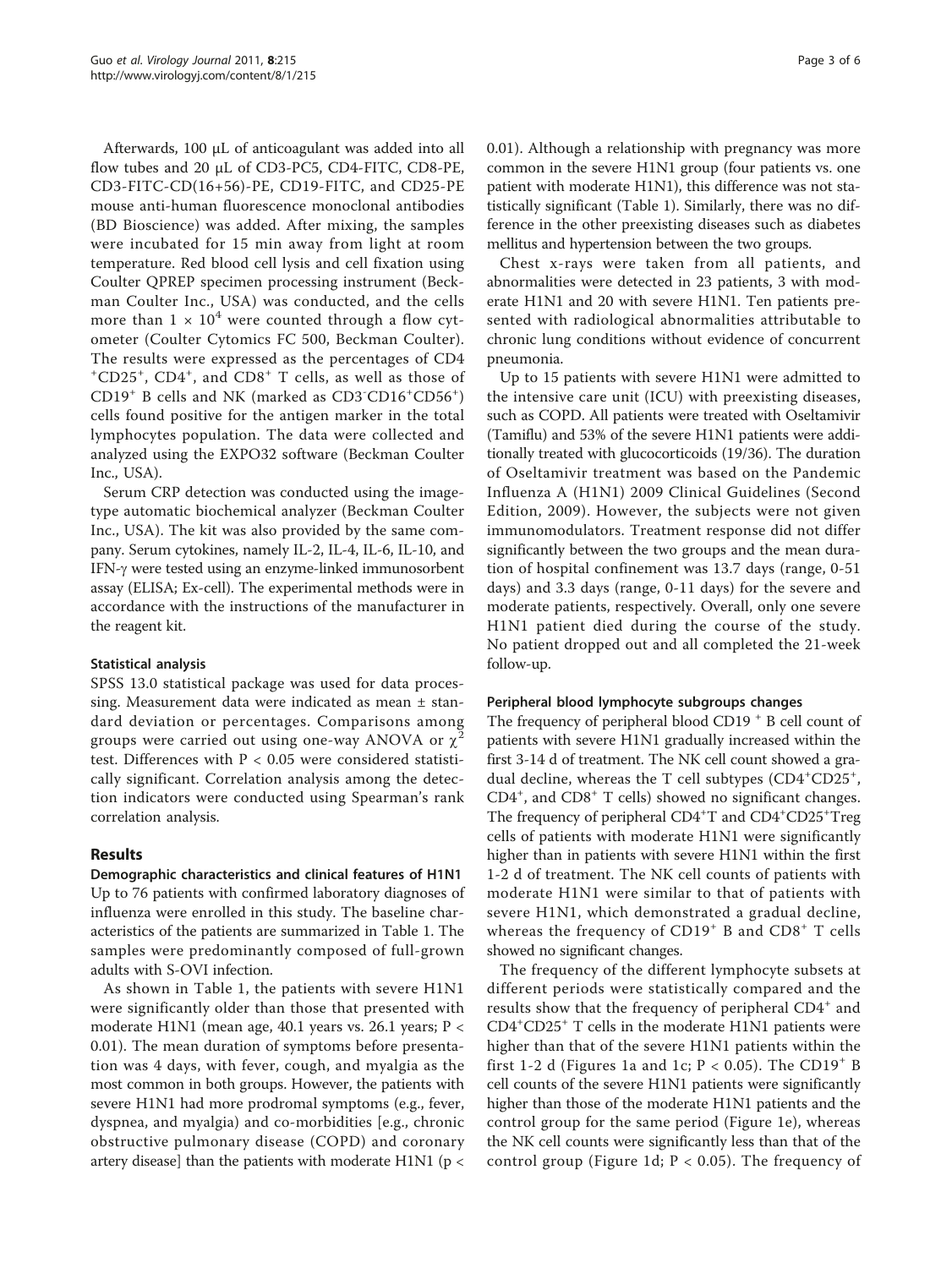Afterwards, 100 μL of anticoagulant was added into all flow tubes and 20 μL of CD3-PC5, CD4-FITC, CD8-PE, CD3-FITC-CD(16+56)-PE, CD19-FITC, and CD25-PE mouse anti-human fluorescence monoclonal antibodies (BD Bioscience) was added. After mixing, the samples were incubated for 15 min away from light at room temperature. Red blood cell lysis and cell fixation using Coulter QPREP specimen processing instrument (Beckman Coulter Inc., USA) was conducted, and the cells more than $1 \times 10^4$ were counted through a flow cytometer (Coulter Cytomics FC 500, Beckman Coulter). The results were expressed as the percentages of $CD4^+CD25^+$, $CD4^+$, and $CD8^+$ T cells, as well as those of $CD19^+$ B cells and NK (marked as $CD3^-CD16^+CD56^+$) cells found positive for the antigen marker in the total lymphocytes population. The data were collected and analyzed using the EXPO32 software (Beckman Coulter Inc., USA).

Serum CRP detection was conducted using the image-type automatic biochemical analyzer (Beckman Coulter Inc., USA). The kit was also provided by the same company. Serum cytokines, namely IL-2, IL-4, IL-6, IL-10, and IFN-γ were tested using an enzyme-linked immunosorbent assay (ELISA; Ex-cell). The experimental methods were in accordance with the instructions of the manufacturer in the reagent kit.

### Statistical analysis

SPSS 13.0 statistical package was used for data processing. Measurement data were indicated as mean ± standard deviation or percentages. Comparisons among groups were carried out using one-way ANOVA or $\chi^2$ test. Differences with $P < 0.05$ were considered statistically significant. Correlation analysis among the detection indicators were conducted using Spearman's rank correlation analysis.

## Results

### Demographic characteristics and clinical features of H1N1

Up to 76 patients with confirmed laboratory diagnoses of influenza were enrolled in this study. The baseline characteristics of the patients are summarized in Table 1. The samples were predominantly composed of full-grown adults with S-OVI infection.

As shown in Table 1, the patients with severe H1N1 were significantly older than those that presented with moderate H1N1 (mean age, 40.1 years vs. 26.1 years; $P < 0.01$). The mean duration of symptoms before presentation was 4 days, with fever, cough, and myalgia as the most common in both groups. However, the patients with severe H1N1 had more prodromal symptoms (e.g., fever, dyspnea, and myalgia) and co-morbidities [e.g., chronic obstructive pulmonary disease (COPD) and coronary artery disease] than the patients with moderate H1N1 ($p < 0.01$). Although a relationship with pregnancy was more common in the severe H1N1 group (four patients vs. one patient with moderate H1N1), this difference was not statistically significant (Table 1). Similarly, there was no difference in the other preexisting diseases such as diabetes mellitus and hypertension between the two groups.

Chest x-rays were taken from all patients, and abnormalities were detected in 23 patients, 3 with moderate H1N1 and 20 with severe H1N1. Ten patients presented with radiological abnormalities attributable to chronic lung conditions without evidence of concurrent pneumonia.

Up to 15 patients with severe H1N1 were admitted to the intensive care unit (ICU) with preexisting diseases, such as COPD. All patients were treated with Oseltamivir (Tamiflu) and 53% of the severe H1N1 patients were additionally treated with glucocorticoids (19/36). The duration of Oseltamivir treatment was based on the Pandemic Influenza A (H1N1) 2009 Clinical Guidelines (Second Edition, 2009). However, the subjects were not given immunomodulators. Treatment response did not differ significantly between the two groups and the mean duration of hospital confinement was 13.7 days (range, 0-51 days) and 3.3 days (range, 0-11 days) for the severe and moderate patients, respectively. Overall, only one severe H1N1 patient died during the course of the study. No patient dropped out and all completed the 21-week follow-up.

### Peripheral blood lymphocyte subgroups changes

The frequency of peripheral blood $CD19^+$ B cell count of patients with severe H1N1 gradually increased within the first 3-14 d of treatment. The NK cell count showed a gradual decline, whereas the T cell subtypes ($CD4^+CD25^+$, $CD4^+$, and $CD8^+$ T cells) showed no significant changes. The frequency of peripheral $CD4^+$T and $CD4^+CD25^+$Treg cells of patients with moderate H1N1 were significantly higher than in patients with severe H1N1 within the first 1-2 d of treatment. The NK cell counts of patients with moderate H1N1 were similar to that of patients with severe H1N1, which demonstrated a gradual decline, whereas the frequency of $CD19^+$ B and $CD8^+$ T cells showed no significant changes.

The frequency of the different lymphocyte subsets at different periods were statistically compared and the results show that the frequency of peripheral $CD4^+$ and $CD4^+CD25^+$ T cells in the moderate H1N1 patients were higher than that of the severe H1N1 patients within the first 1-2 d (Figures 1a and 1c; $P < 0.05$). The $CD19^+$ B cell counts of the severe H1N1 patients were significantly higher than those of the moderate H1N1 patients and the control group for the same period (Figure 1e), whereas the NK cell counts were significantly less than that of the control group (Figure 1d; $P < 0.05$). The frequency of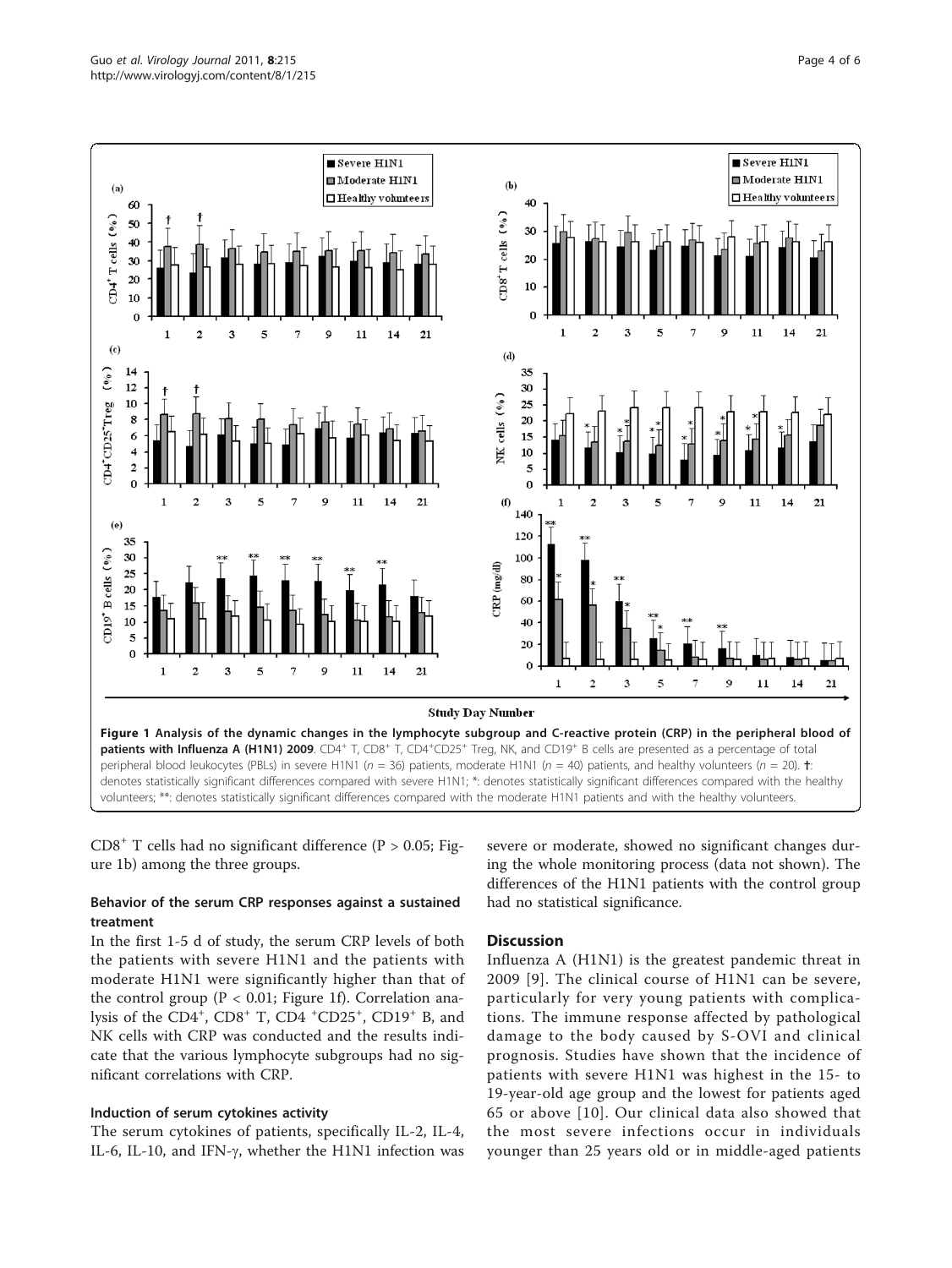**Figure 1 Analysis of the dynamic changes in the lymphocyte subgroup and C-reactive protein (CRP) in the peripheral blood of patients with Influenza A (H1N1) 2009**. $CD4^+$ T, $CD8^+$ T, $CD4^+CD25^+$ Treg, NK, and $CD19^+$ B cells are presented as a percentage of total peripheral blood leukocytes (PBLs) in severe H1N1 ($n$ = 36) patients, moderate H1N1 ($n$ = 40) patients, and healthy volunteers ($n$ = 20). †: denotes statistically significant differences compared with severe H1N1; *: denotes statistically significant differences compared with the healthy volunteers; **: denotes statistically significant differences compared with the moderate H1N1 patients and with the healthy volunteers.

$CD8^+$ T cells had no significant difference ($P > 0.05$; Figure 1b) among the three groups.

### Behavior of the serum CRP responses against a sustained treatment

In the first 1-5 d of study, the serum CRP levels of both the patients with severe H1N1 and the patients with moderate H1N1 were significantly higher than that of the control group ($P < 0.01$; Figure 1f). Correlation analysis of the $CD4^+$, $CD8^+$ T, CD4 $^+CD25^+$, $CD19^+$ B, and NK cells with CRP was conducted and the results indicate that the various lymphocyte subgroups had no significant correlations with CRP.

### Induction of serum cytokines activity

The serum cytokines of patients, specifically IL-2, IL-4, IL-6, IL-10, and IFN-$\gamma$, whether the H1N1 infection was severe or moderate, showed no significant changes during the whole monitoring process (data not shown). The differences of the H1N1 patients with the control group had no statistical significance.

## Discussion

Influenza A (H1N1) is the greatest pandemic threat in 2009 [9]. The clinical course of H1N1 can be severe, particularly for very young patients with complications. The immune response affected by pathological damage to the body caused by S-OVI and clinical prognosis. Studies have shown that the incidence of patients with severe H1N1 was highest in the 15- to 19-year-old age group and the lowest for patients aged 65 or above [10]. Our clinical data also showed that the most severe infections occur in individuals younger than 25 years old or in middle-aged patients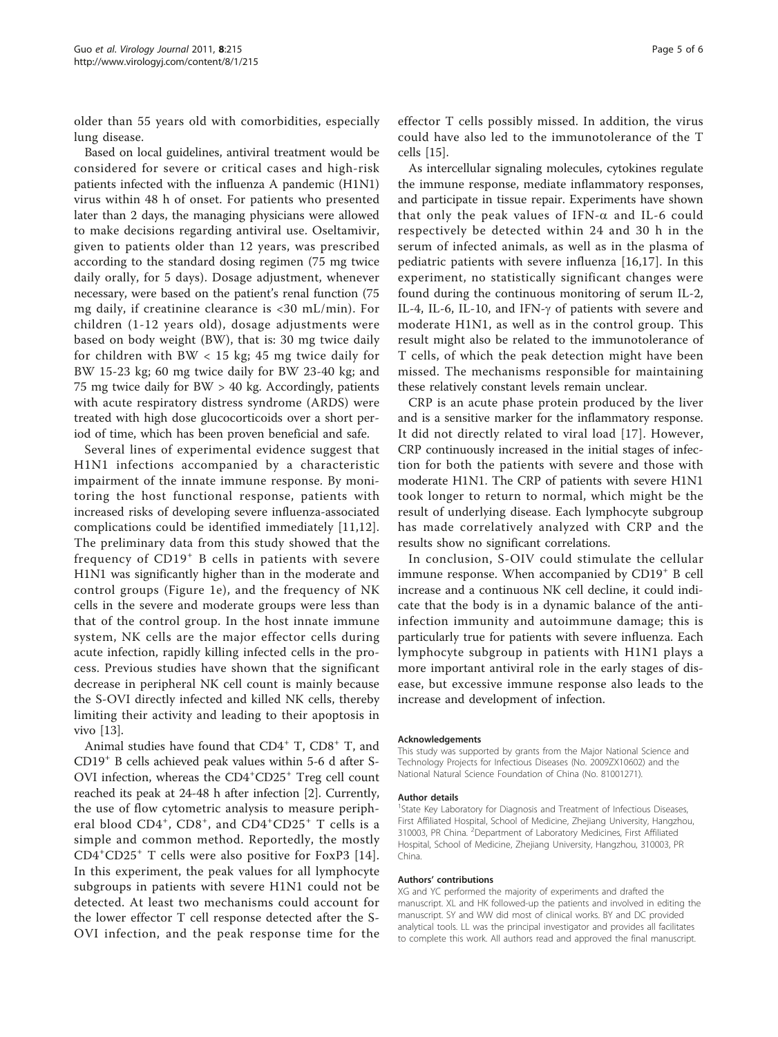older than 55 years old with comorbidities, especially lung disease.

Based on local guidelines, antiviral treatment would be considered for severe or critical cases and high-risk patients infected with the influenza A pandemic (H1N1) virus within 48 h of onset. For patients who presented later than 2 days, the managing physicians were allowed to make decisions regarding antiviral use. Oseltamivir, given to patients older than 12 years, was prescribed according to the standard dosing regimen (75 mg twice daily orally, for 5 days). Dosage adjustment, whenever necessary, were based on the patient's renal function (75 mg daily, if creatinine clearance is <30 mL/min). For children (1-12 years old), dosage adjustments were based on body weight (BW), that is: 30 mg twice daily for children with BW < 15 kg; 45 mg twice daily for BW 15-23 kg; 60 mg twice daily for BW 23-40 kg; and 75 mg twice daily for BW > 40 kg. Accordingly, patients with acute respiratory distress syndrome (ARDS) were treated with high dose glucocorticoids over a short period of time, which has been proven beneficial and safe.

Several lines of experimental evidence suggest that H1N1 infections accompanied by a characteristic impairment of the innate immune response. By monitoring the host functional response, patients with increased risks of developing severe influenza-associated complications could be identified immediately [11,12]. The preliminary data from this study showed that the frequency of $CD19^+$ B cells in patients with severe H1N1 was significantly higher than in the moderate and control groups (Figure 1e), and the frequency of NK cells in the severe and moderate groups were less than that of the control group. In the host innate immune system, NK cells are the major effector cells during acute infection, rapidly killing infected cells in the process. Previous studies have shown that the significant decrease in peripheral NK cell count is mainly because the S-OVI directly infected and killed NK cells, thereby limiting their activity and leading to their apoptosis in vivo [13].

Animal studies have found that $CD4^+$ T, $CD8^+$ T, and $CD19^+$ B cells achieved peak values within 5-6 d after S-OVI infection, whereas the $CD4^+CD25^+$ Treg cell count reached its peak at 24-48 h after infection [2]. Currently, the use of flow cytometric analysis to measure peripheral blood $CD4^+$, $CD8^+$, and $CD4^+CD25^+$ T cells is a simple and common method. Reportedly, the mostly $CD4^+CD25^+$ T cells were also positive for FoxP3 [14]. In this experiment, the peak values for all lymphocyte subgroups in patients with severe H1N1 could not be detected. At least two mechanisms could account for the lower effector T cell response detected after the S-OVI infection, and the peak response time for the effector T cells possibly missed. In addition, the virus could have also led to the immunotolerance of the T cells [15].

As intercellular signaling molecules, cytokines regulate the immune response, mediate inflammatory responses, and participate in tissue repair. Experiments have shown that only the peak values of IFN-$\alpha$ and IL-6 could respectively be detected within 24 and 30 h in the serum of infected animals, as well as in the plasma of pediatric patients with severe influenza [16,17]. In this experiment, no statistically significant changes were found during the continuous monitoring of serum IL-2, IL-4, IL-6, IL-10, and IFN-$\gamma$ of patients with severe and moderate H1N1, as well as in the control group. This result might also be related to the immunotolerance of T cells, of which the peak detection might have been missed. The mechanisms responsible for maintaining these relatively constant levels remain unclear.

CRP is an acute phase protein produced by the liver and is a sensitive marker for the inflammatory response. It did not directly related to viral load [17]. However, CRP continuously increased in the initial stages of infection for both the patients with severe and those with moderate H1N1. The CRP of patients with severe H1N1 took longer to return to normal, which might be the result of underlying disease. Each lymphocyte subgroup has made correlatively analyzed with CRP and the results show no significant correlations.

In conclusion, S-OIV could stimulate the cellular immune response. When accompanied by $CD19^+$ B cell increase and a continuous NK cell decline, it could indicate that the body is in a dynamic balance of the anti-infection immunity and autoimmune damage; this is particularly true for patients with severe influenza. Each lymphocyte subgroup in patients with H1N1 plays a more important antiviral role in the early stages of disease, but excessive immune response also leads to the increase and development of infection.

#### Acknowledgements

This study was supported by grants from the Major National Science and Technology Projects for Infectious Diseases (No. 2009ZX10602) and the National Natural Science Foundation of China (No. 81001271).

#### Author details

[1]State Key Laboratory for Diagnosis and Treatment of Infectious Diseases, First Affiliated Hospital, School of Medicine, Zhejiang University, Hangzhou, 310003, PR China. [2]Department of Laboratory Medicines, First Affiliated Hospital, School of Medicine, Zhejiang University, Hangzhou, 310003, PR China.

#### Authors' contributions

XG and YC performed the majority of experiments and drafted the manuscript. XL and HK followed-up the patients and involved in editing the manuscript. SY and WW did most of clinical works. BY and DC provided analytical tools. LL was the principal investigator and provides all facilitates to complete this work. All authors read and approved the final manuscript.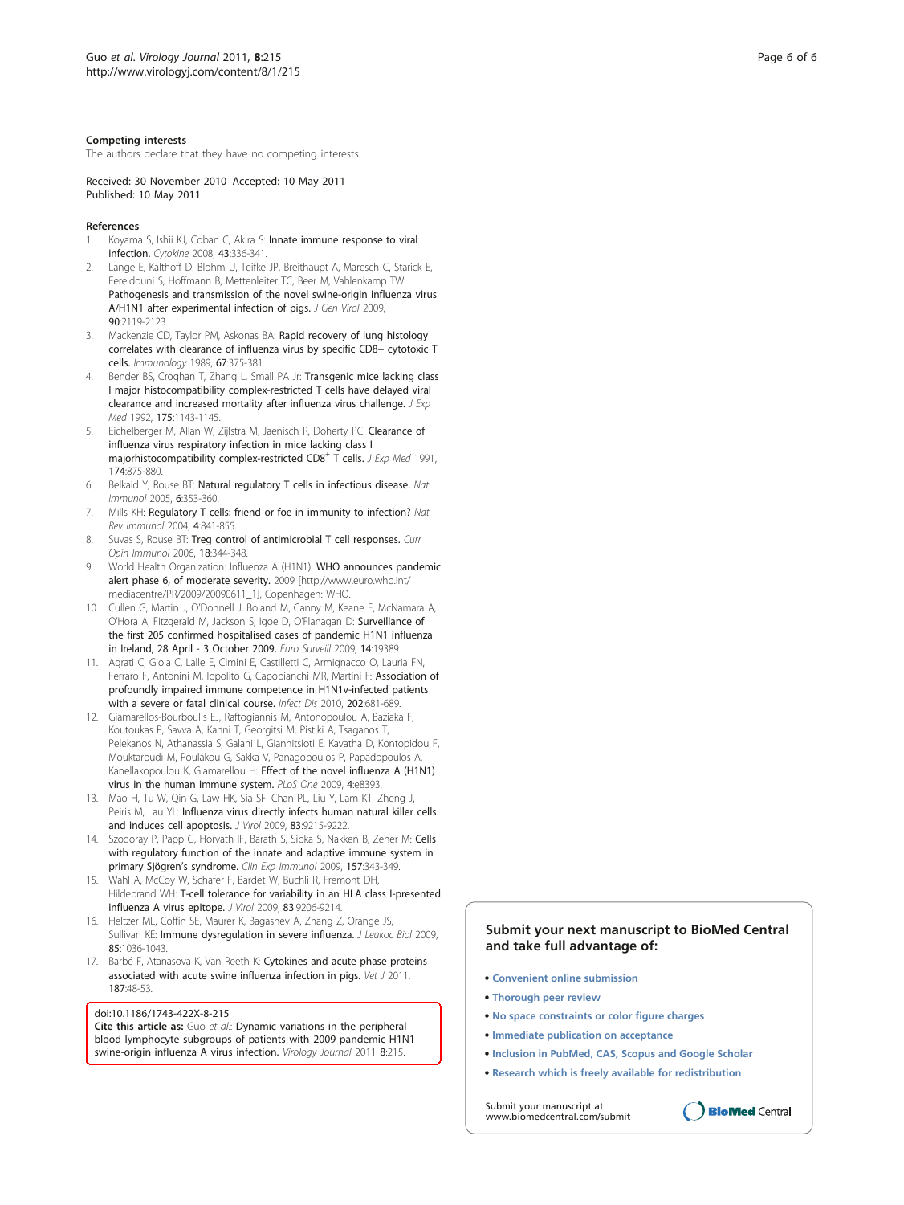#### Competing interests

The authors declare that they have no competing interests.

Received: 30 November 2010 Accepted: 10 May 2011
Published: 10 May 2011

#### References

1. Koyama S, Ishii KJ, Coban C, Akira S: **Innate immune response to viral infection.** *Cytokine* 2008, **43**:336-341.
2. Lange E, Kalthoff D, Blohm U, Teifke JP, Breithaupt A, Maresch C, Starick E, Fereidouni S, Hoffmann B, Mettenleiter TC, Beer M, Vahlenkamp TW: **Pathogenesis and transmission of the novel swine-origin influenza virus A/H1N1 after experimental infection of pigs.** *J Gen Virol* 2009, **90**:2119-2123.
3. Mackenzie CD, Taylor PM, Askonas BA: **Rapid recovery of lung histology correlates with clearance of influenza virus by specific CD8+ cytotoxic T cells.** *Immunology* 1989, **67**:375-381.
4. Bender BS, Croghan T, Zhang L, Small PA Jr: **Transgenic mice lacking class I major histocompatibility complex-restricted T cells have delayed viral clearance and increased mortality after influenza virus challenge.** *J Exp Med* 1992, **175**:1143-1145.
5. Eichelberger M, Allan W, Zijlstra M, Jaenisch R, Doherty PC: **Clearance of influenza virus respiratory infection in mice lacking class I majorhistocompatibility complex-restricted CD8$^+$ T cells.** *J Exp Med* 1991, **174**:875-880.
6. Belkaid Y, Rouse BT: **Natural regulatory T cells in infectious disease.** *Nat Immunol* 2005, **6**:353-360.
7. Mills KH: **Regulatory T cells: friend or foe in immunity to infection?** *Nat Rev Immunol* 2004, **4**:841-855.
8. Suvas S, Rouse BT: **Treg control of antimicrobial T cell responses.** *Curr Opin Immunol* 2006, **18**:344-348.
9. World Health Organization: Influenza A (H1N1): **WHO announces pandemic alert phase 6, of moderate severity.** 2009 [http://www.euro.who.int/mediacentre/PR/2009/20090611_1], Copenhagen: WHO.
10. Cullen G, Martin J, O'Donnell J, Boland M, Canny M, Keane E, McNamara A, O'Hora A, Fitzgerald M, Jackson S, Igoe D, O'Flanagan D: **Surveillance of the first 205 confirmed hospitalised cases of pandemic H1N1 influenza in Ireland, 28 April - 3 October 2009.** *Euro Surveill* 2009, **14**:19389.
11. Agrati C, Gioia C, Lalle E, Cimini E, Castilletti C, Armignacco O, Lauria FN, Ferraro F, Antonini M, Ippolito G, Capobianchi MR, Martini F: **Association of profoundly impaired immune competence in H1N1v-infected patients with a severe or fatal clinical course.** *Infect Dis* 2010, **202**:681-689.
12. Giamarellos-Bourboulis EJ, Raftogiannis M, Antonopoulou A, Baziaka F, Koutoukas P, Savva A, Kanni T, Georgitsi M, Pistiki A, Tsaganos T, Pelekanos N, Athanassia S, Galani L, Giannitsioti E, Kavatha D, Kontopidou F, Mouktaroudi M, Poulakou G, Sakka V, Panagopoulos P, Papadopoulos A, Kanellakopoulou K, Giamarellou H: **Effect of the novel influenza A (H1N1) virus in the human immune system.** *PLoS One* 2009, **4**:e8393.
13. Mao H, Tu W, Qin G, Law HK, Sia SF, Chan PL, Liu Y, Lam KT, Zheng J, Peiris M, Lau YL: **Influenza virus directly infects human natural killer cells and induces cell apoptosis.** *J Virol* 2009, **83**:9215-9222.
14. Szodoray P, Papp G, Horvath IF, Barath S, Sipka S, Nakken B, Zeher M: **Cells with regulatory function of the innate and adaptive immune system in primary Sjögren's syndrome.** *Clin Exp Immunol* 2009, **157**:343-349.
15. Wahl A, McCoy W, Schafer F, Bardet W, Buchli R, Fremont DH, Hildebrand WH: **T-cell tolerance for variability in an HLA class I-presented influenza A virus epitope.** *J Virol* 2009, **83**:9206-9214.
16. Heltzer ML, Coffin SE, Maurer K, Bagashev A, Zhang Z, Orange JS, Sullivan KE: **Immune dysregulation in severe influenza.** *J Leukoc Biol* 2009, **85**:1036-1043.
17. Barbé F, Atanasova K, Van Reeth K: **Cytokines and acute phase proteins associated with acute swine influenza infection in pigs.** *Vet J* 2011, **187**:48-53.

doi:10.1186/1743-422X-8-215
**Cite this article as:** Guo *et al.*: Dynamic variations in the peripheral blood lymphocyte subgroups of patients with 2009 pandemic H1N1 swine-origin influenza A virus infection. *Virology Journal* 2011 **8**:215.

**Submit your next manuscript to BioMed Central and take full advantage of:**

- Convenient online submission
- Thorough peer review
- No space constraints or color figure charges
- Immediate publication on acceptance
- Inclusion in PubMed, CAS, Scopus and Google Scholar
- Research which is freely available for redistribution

Submit your manuscript at
www.biomedcentral.com/submit

BioMed Central